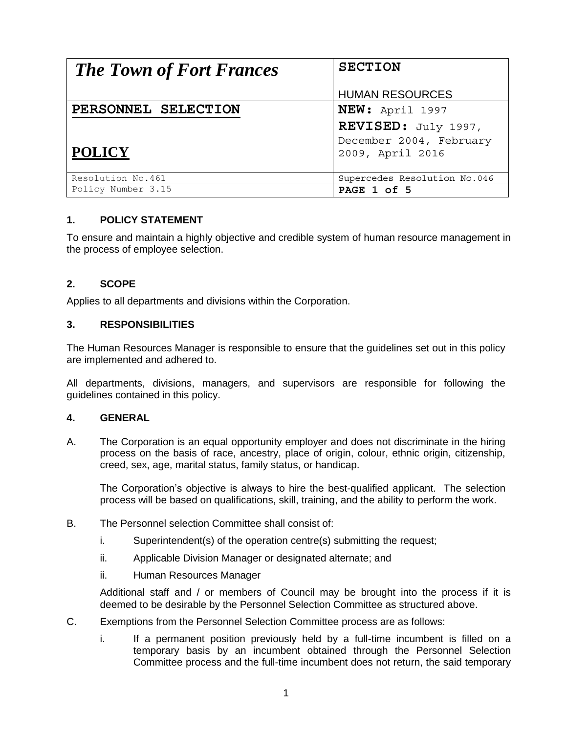| *The Town of Fort Frances* | **SECTION**<br><br>HUMAN RESOURCES |
|---|---|
| **PERSONNEL SELECTION**<br><br>**POLICY** | **NEW:** April 1997<br>**REVISED:** July 1997, December 2004, February 2009, April 2016 |
| Resolution No.461 | Supercedes Resolution No.046 |
| Policy Number 3.15 | **PAGE 1 of 5** |

## 1. POLICY STATEMENT

To ensure and maintain a highly objective and credible system of human resource management in the process of employee selection.

## 2. SCOPE

Applies to all departments and divisions within the Corporation.

## 3. RESPONSIBILITIES

The Human Resources Manager is responsible to ensure that the guidelines set out in this policy are implemented and adhered to.

All departments, divisions, managers, and supervisors are responsible for following the guidelines contained in this policy.

## 4. GENERAL

A. The Corporation is an equal opportunity employer and does not discriminate in the hiring process on the basis of race, ancestry, place of origin, colour, ethnic origin, citizenship, creed, sex, age, marital status, family status, or handicap.

The Corporation's objective is always to hire the best-qualified applicant. The selection process will be based on qualifications, skill, training, and the ability to perform the work.

B. The Personnel selection Committee shall consist of:

i. Superintendent(s) of the operation centre(s) submitting the request;

ii. Applicable Division Manager or designated alternate; and

ii. Human Resources Manager

Additional staff and / or members of Council may be brought into the process if it is deemed to be desirable by the Personnel Selection Committee as structured above.

C. Exemptions from the Personnel Selection Committee process are as follows:

i. If a permanent position previously held by a full-time incumbent is filled on a temporary basis by an incumbent obtained through the Personnel Selection Committee process and the full-time incumbent does not return, the said temporary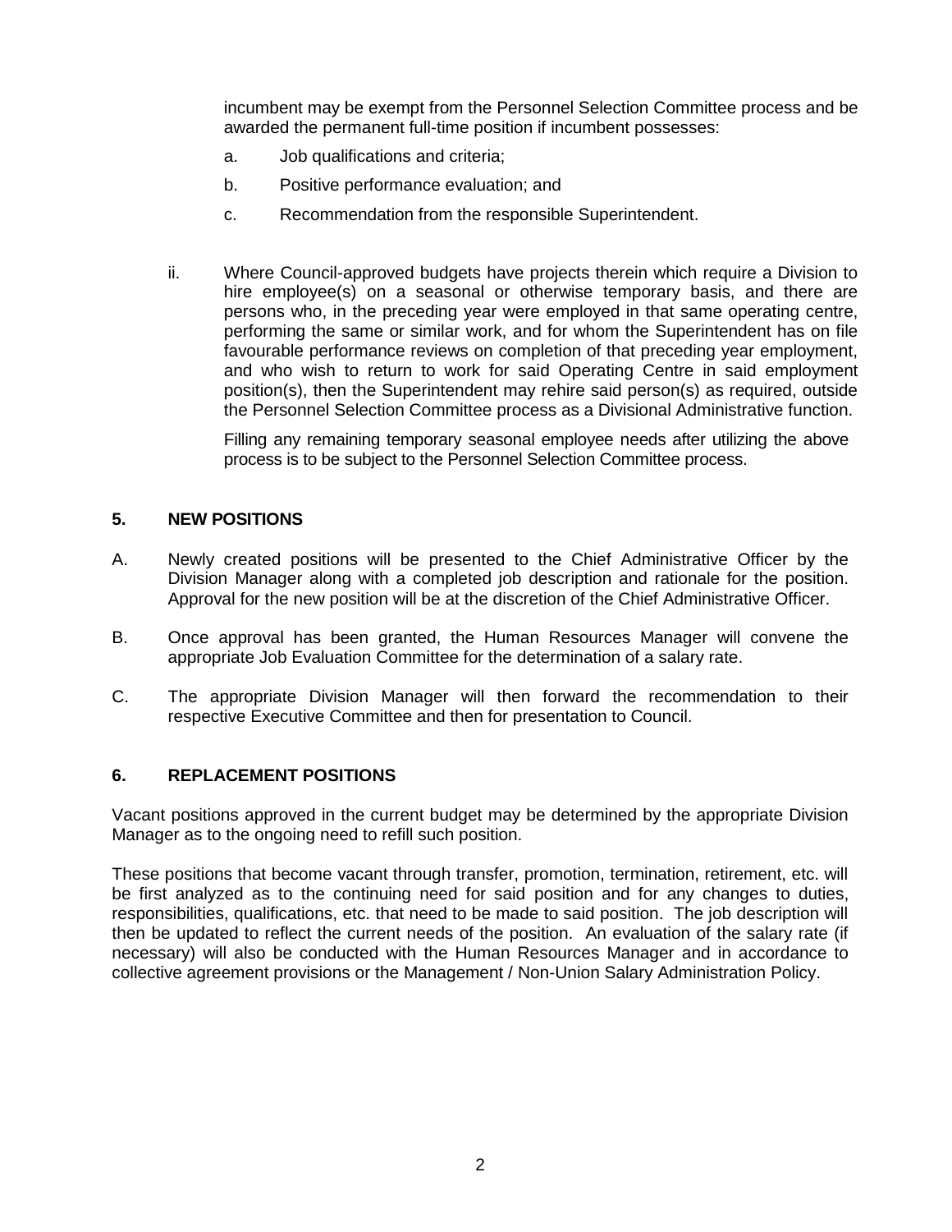incumbent may be exempt from the Personnel Selection Committee process and be awarded the permanent full-time position if incumbent possesses:

a. Job qualifications and criteria;

b. Positive performance evaluation; and

c. Recommendation from the responsible Superintendent.

ii. Where Council-approved budgets have projects therein which require a Division to hire employee(s) on a seasonal or otherwise temporary basis, and there are persons who, in the preceding year were employed in that same operating centre, performing the same or similar work, and for whom the Superintendent has on file favourable performance reviews on completion of that preceding year employment, and who wish to return to work for said Operating Centre in said employment position(s), then the Superintendent may rehire said person(s) as required, outside the Personnel Selection Committee process as a Divisional Administrative function.

Filling any remaining temporary seasonal employee needs after utilizing the above process is to be subject to the Personnel Selection Committee process.

## 5. NEW POSITIONS

A. Newly created positions will be presented to the Chief Administrative Officer by the Division Manager along with a completed job description and rationale for the position. Approval for the new position will be at the discretion of the Chief Administrative Officer.

B. Once approval has been granted, the Human Resources Manager will convene the appropriate Job Evaluation Committee for the determination of a salary rate.

C. The appropriate Division Manager will then forward the recommendation to their respective Executive Committee and then for presentation to Council.

## 6. REPLACEMENT POSITIONS

Vacant positions approved in the current budget may be determined by the appropriate Division Manager as to the ongoing need to refill such position.

These positions that become vacant through transfer, promotion, termination, retirement, etc. will be first analyzed as to the continuing need for said position and for any changes to duties, responsibilities, qualifications, etc. that need to be made to said position. The job description will then be updated to reflect the current needs of the position. An evaluation of the salary rate (if necessary) will also be conducted with the Human Resources Manager and in accordance to collective agreement provisions or the Management / Non-Union Salary Administration Policy.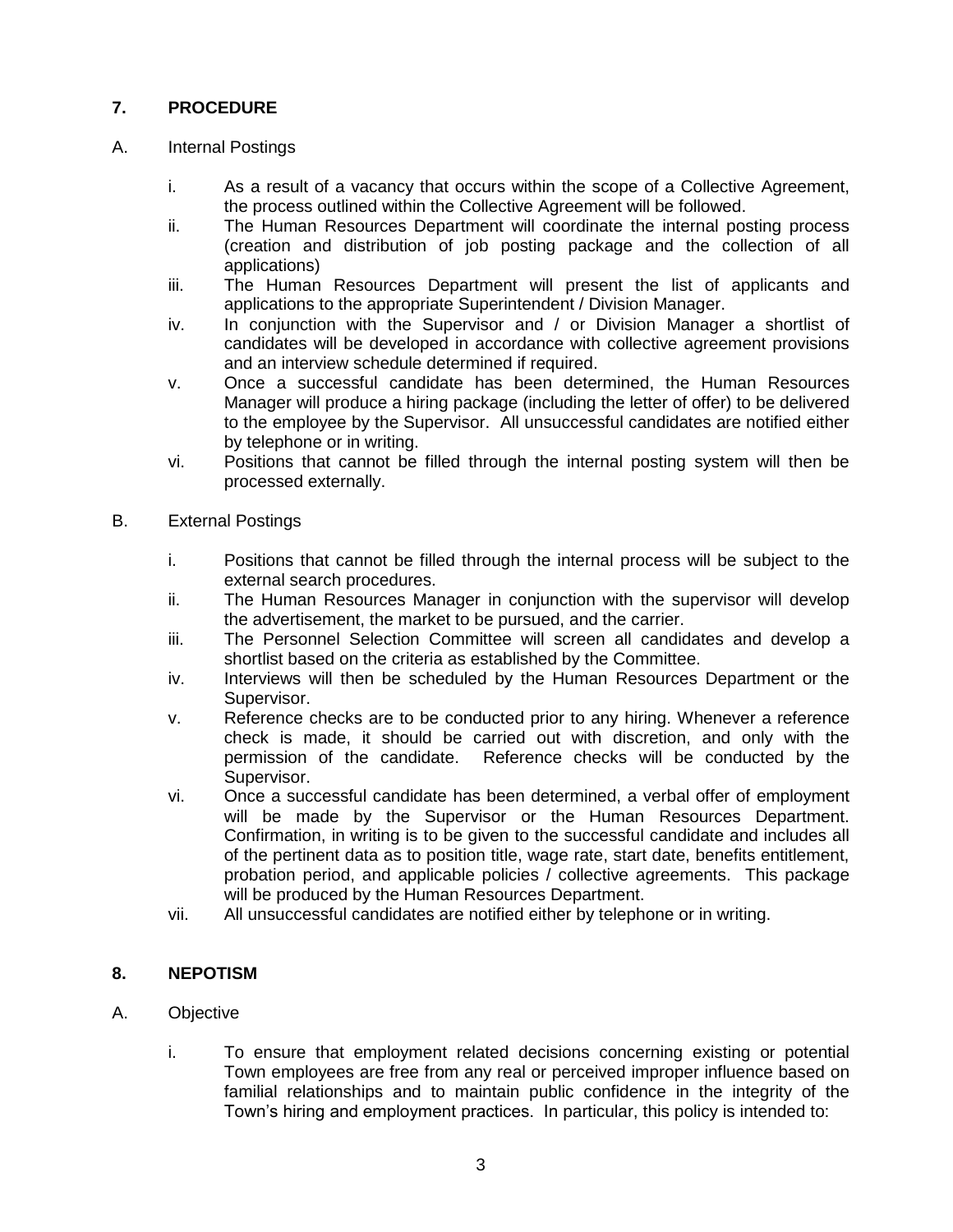## 7. PROCEDURE

A. Internal Postings

i. As a result of a vacancy that occurs within the scope of a Collective Agreement, the process outlined within the Collective Agreement will be followed.

ii. The Human Resources Department will coordinate the internal posting process (creation and distribution of job posting package and the collection of all applications)

iii. The Human Resources Department will present the list of applicants and applications to the appropriate Superintendent / Division Manager.

iv. In conjunction with the Supervisor and / or Division Manager a shortlist of candidates will be developed in accordance with collective agreement provisions and an interview schedule determined if required.

v. Once a successful candidate has been determined, the Human Resources Manager will produce a hiring package (including the letter of offer) to be delivered to the employee by the Supervisor. All unsuccessful candidates are notified either by telephone or in writing.

vi. Positions that cannot be filled through the internal posting system will then be processed externally.

B. External Postings

i. Positions that cannot be filled through the internal process will be subject to the external search procedures.

ii. The Human Resources Manager in conjunction with the supervisor will develop the advertisement, the market to be pursued, and the carrier.

iii. The Personnel Selection Committee will screen all candidates and develop a shortlist based on the criteria as established by the Committee.

iv. Interviews will then be scheduled by the Human Resources Department or the Supervisor.

v. Reference checks are to be conducted prior to any hiring. Whenever a reference check is made, it should be carried out with discretion, and only with the permission of the candidate. Reference checks will be conducted by the Supervisor.

vi. Once a successful candidate has been determined, a verbal offer of employment will be made by the Supervisor or the Human Resources Department. Confirmation, in writing is to be given to the successful candidate and includes all of the pertinent data as to position title, wage rate, start date, benefits entitlement, probation period, and applicable policies / collective agreements. This package will be produced by the Human Resources Department.

vii. All unsuccessful candidates are notified either by telephone or in writing.

## 8. NEPOTISM

A. Objective

i. To ensure that employment related decisions concerning existing or potential Town employees are free from any real or perceived improper influence based on familial relationships and to maintain public confidence in the integrity of the Town's hiring and employment practices. In particular, this policy is intended to: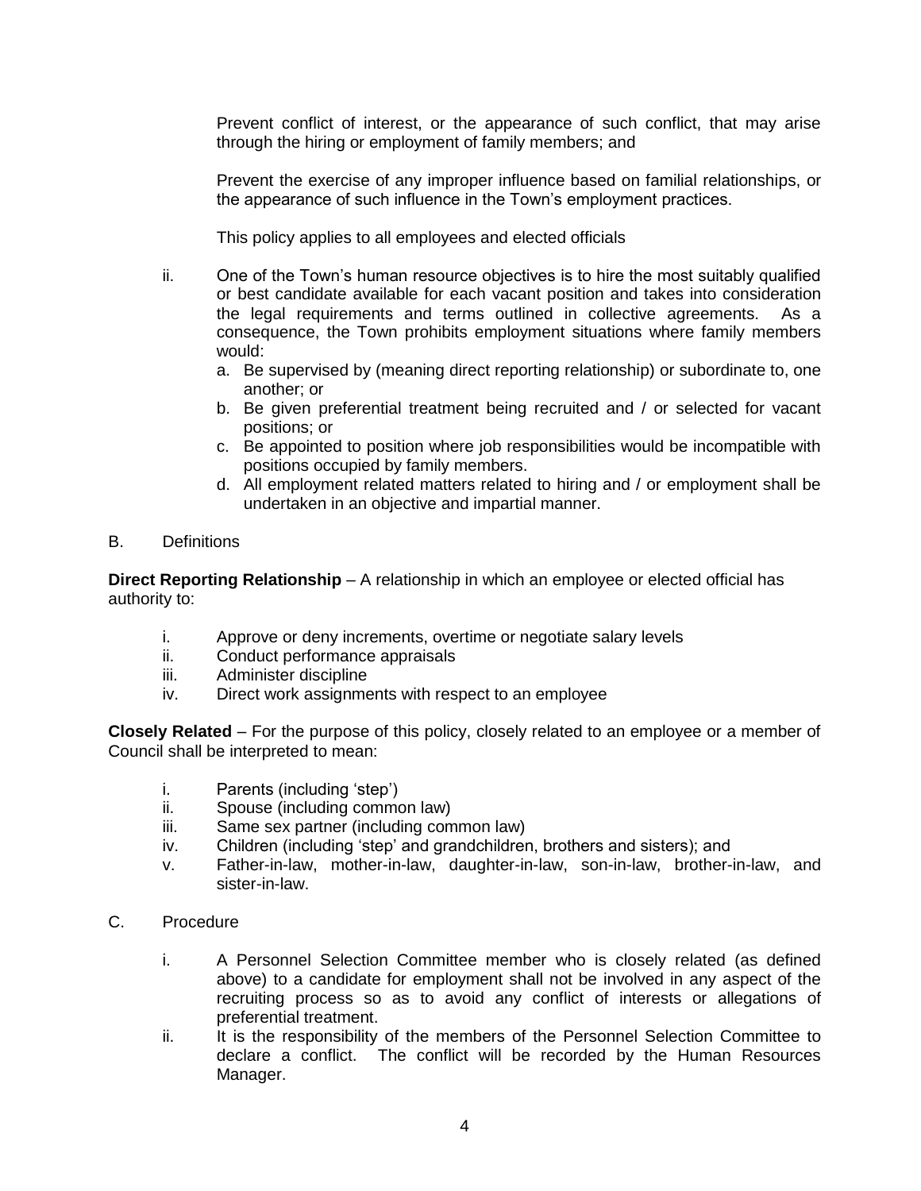Prevent conflict of interest, or the appearance of such conflict, that may arise through the hiring or employment of family members; and

Prevent the exercise of any improper influence based on familial relationships, or the appearance of such influence in the Town's employment practices.

This policy applies to all employees and elected officials

ii. One of the Town's human resource objectives is to hire the most suitably qualified or best candidate available for each vacant position and takes into consideration the legal requirements and terms outlined in collective agreements. As a consequence, the Town prohibits employment situations where family members would:
   a. Be supervised by (meaning direct reporting relationship) or subordinate to, one another; or
   b. Be given preferential treatment being recruited and / or selected for vacant positions; or
   c. Be appointed to position where job responsibilities would be incompatible with positions occupied by family members.
   d. All employment related matters related to hiring and / or employment shall be undertaken in an objective and impartial manner.

B. Definitions

**Direct Reporting Relationship** – A relationship in which an employee or elected official has authority to:

i. Approve or deny increments, overtime or negotiate salary levels
ii. Conduct performance appraisals
iii. Administer discipline
iv. Direct work assignments with respect to an employee

**Closely Related** – For the purpose of this policy, closely related to an employee or a member of Council shall be interpreted to mean:

i. Parents (including 'step')
ii. Spouse (including common law)
iii. Same sex partner (including common law)
iv. Children (including 'step' and grandchildren, brothers and sisters); and
v. Father-in-law, mother-in-law, daughter-in-law, son-in-law, brother-in-law, and sister-in-law.

C. Procedure

i. A Personnel Selection Committee member who is closely related (as defined above) to a candidate for employment shall not be involved in any aspect of the recruiting process so as to avoid any conflict of interests or allegations of preferential treatment.
ii. It is the responsibility of the members of the Personnel Selection Committee to declare a conflict. The conflict will be recorded by the Human Resources Manager.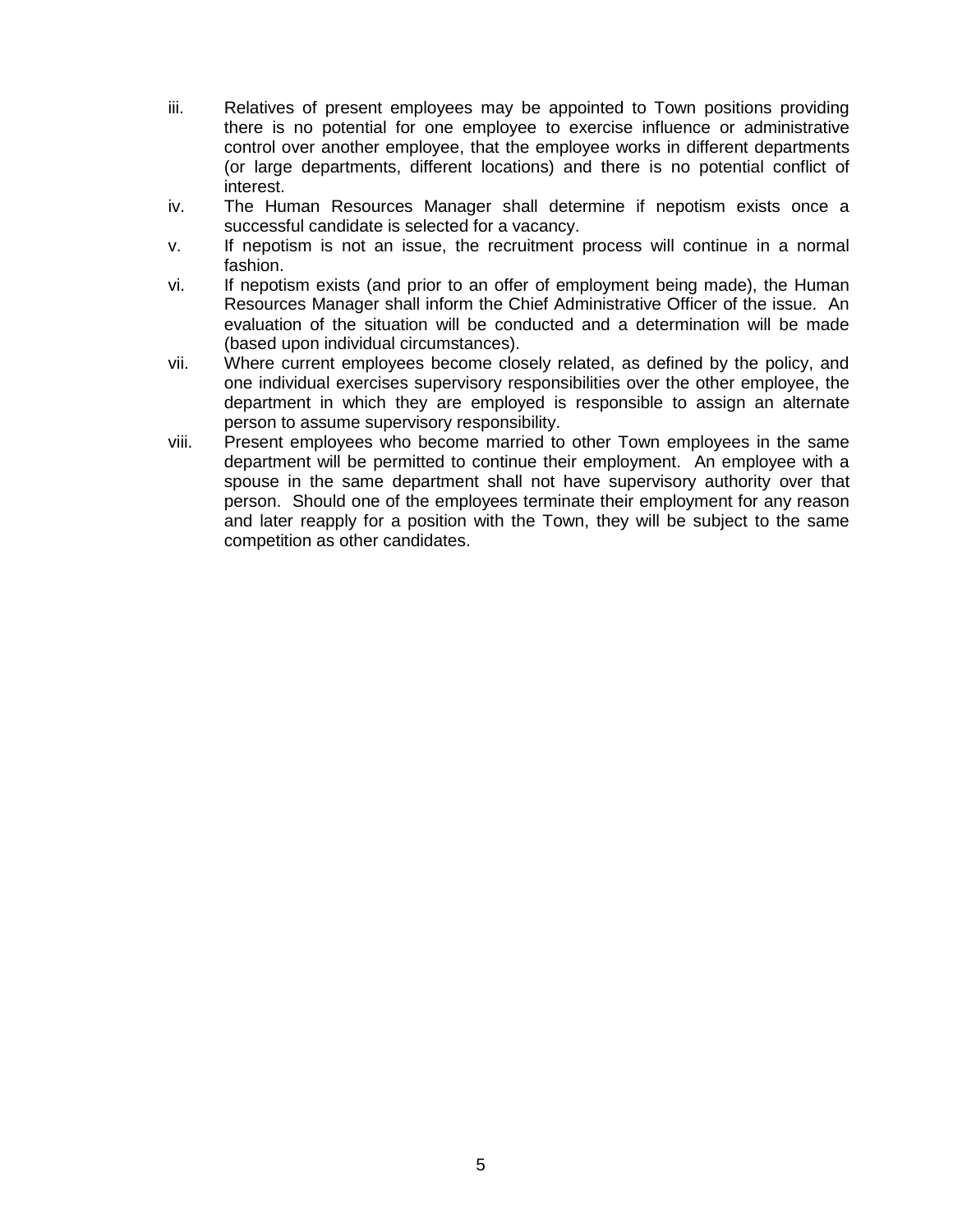iii. Relatives of present employees may be appointed to Town positions providing there is no potential for one employee to exercise influence or administrative control over another employee, that the employee works in different departments (or large departments, different locations) and there is no potential conflict of interest.

iv. The Human Resources Manager shall determine if nepotism exists once a successful candidate is selected for a vacancy.

v. If nepotism is not an issue, the recruitment process will continue in a normal fashion.

vi. If nepotism exists (and prior to an offer of employment being made), the Human Resources Manager shall inform the Chief Administrative Officer of the issue. An evaluation of the situation will be conducted and a determination will be made (based upon individual circumstances).

vii. Where current employees become closely related, as defined by the policy, and one individual exercises supervisory responsibilities over the other employee, the department in which they are employed is responsible to assign an alternate person to assume supervisory responsibility.

viii. Present employees who become married to other Town employees in the same department will be permitted to continue their employment. An employee with a spouse in the same department shall not have supervisory authority over that person. Should one of the employees terminate their employment for any reason and later reapply for a position with the Town, they will be subject to the same competition as other candidates.